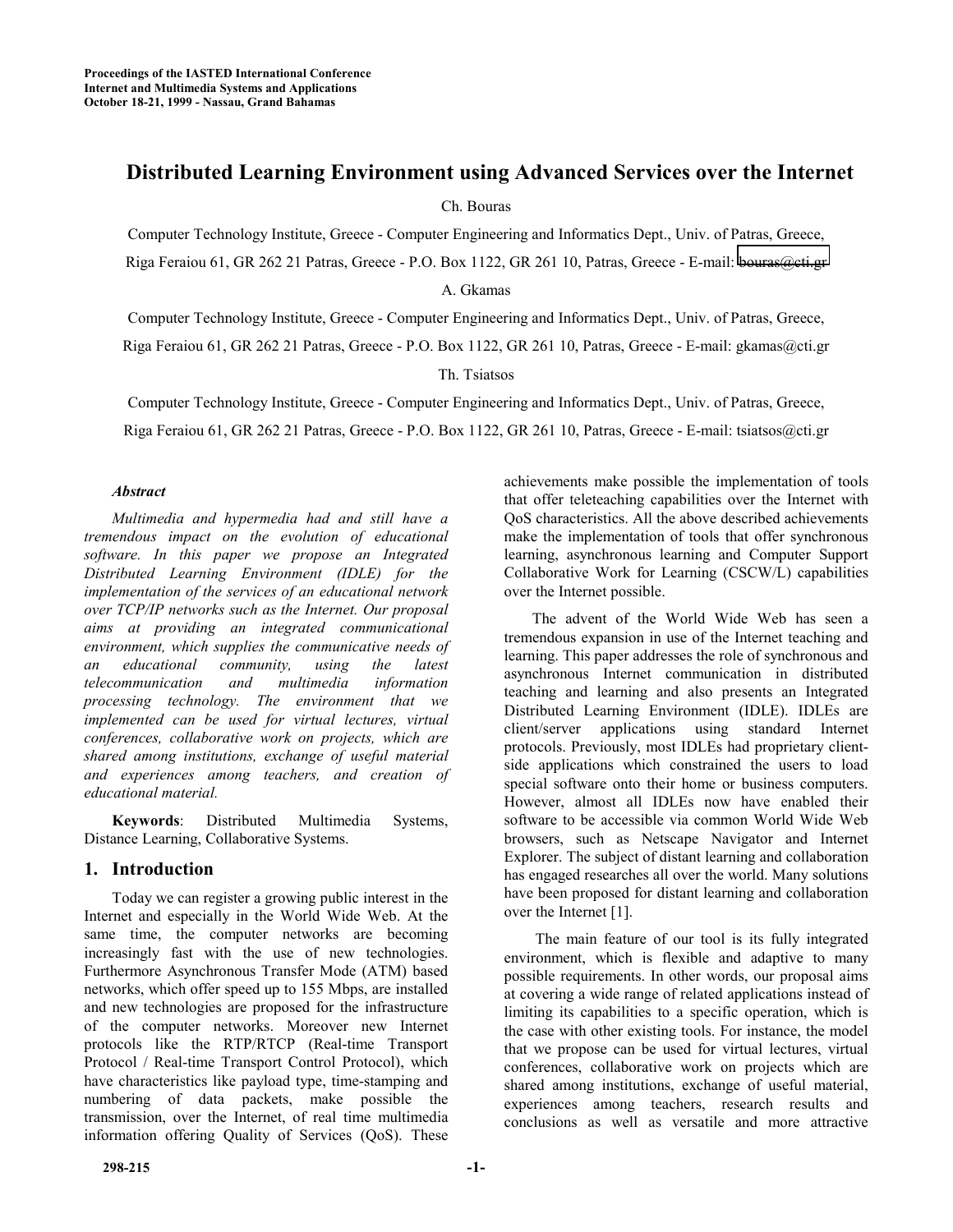Proceedings of the IASTED International Conference
Internet and Multimedia Systems and Applications
October 18-21, 1999 - Nassau, Grand Bahamas

# Distributed Learning Environment using Advanced Services over the Internet

Ch. Bouras

Computer Technology Institute, Greece - Computer Engineering and Informatics Dept., Univ. of Patras, Greece,

Riga Feraiou 61, GR 262 21 Patras, Greece - P.O. Box 1122, GR 261 10, Patras, Greece - E-mail: bouras@cti.gr

A. Gkamas

Computer Technology Institute, Greece - Computer Engineering and Informatics Dept., Univ. of Patras, Greece,

Riga Feraiou 61, GR 262 21 Patras, Greece - P.O. Box 1122, GR 261 10, Patras, Greece - E-mail: gkamas@cti.gr

Th. Tsiatsos

Computer Technology Institute, Greece - Computer Engineering and Informatics Dept., Univ. of Patras, Greece,

Riga Feraiou 61, GR 262 21 Patras, Greece - P.O. Box 1122, GR 261 10, Patras, Greece - E-mail: tsiatsos@cti.gr

***Abstract***

*Multimedia and hypermedia had and still have a tremendous impact on the evolution of educational software. In this paper we propose an Integrated Distributed Learning Environment (IDLE) for the implementation of the services of an educational network over TCP/IP networks such as the Internet. Our proposal aims at providing an integrated communicational environment, which supplies the communicative needs of an educational community, using the latest telecommunication and multimedia information processing technology. The environment that we implemented can be used for virtual lectures, virtual conferences, collaborative work on projects, which are shared among institutions, exchange of useful material and experiences among teachers, and creation of educational material.*

**Keywords**: Distributed Multimedia Systems, Distance Learning, Collaborative Systems.

## 1. Introduction

Today we can register a growing public interest in the Internet and especially in the World Wide Web. At the same time, the computer networks are becoming increasingly fast with the use of new technologies. Furthermore Asynchronous Transfer Mode (ATM) based networks, which offer speed up to 155 Mbps, are installed and new technologies are proposed for the infrastructure of the computer networks. Moreover new Internet protocols like the RTP/RTCP (Real-time Transport Protocol / Real-time Transport Control Protocol), which have characteristics like payload type, time-stamping and numbering of data packets, make possible the transmission, over the Internet, of real time multimedia information offering Quality of Services (QoS). These achievements make possible the implementation of tools that offer teleteaching capabilities over the Internet with QoS characteristics. All the above described achievements make the implementation of tools that offer synchronous learning, asynchronous learning and Computer Support Collaborative Work for Learning (CSCW/L) capabilities over the Internet possible.

The advent of the World Wide Web has seen a tremendous expansion in use of the Internet teaching and learning. This paper addresses the role of synchronous and asynchronous Internet communication in distributed teaching and learning and also presents an Integrated Distributed Learning Environment (IDLE). IDLEs are client/server applications using standard Internet protocols. Previously, most IDLEs had proprietary client-side applications which constrained the users to load special software onto their home or business computers. However, almost all IDLEs now have enabled their software to be accessible via common World Wide Web browsers, such as Netscape Navigator and Internet Explorer. The subject of distant learning and collaboration has engaged researches all over the world. Many solutions have been proposed for distant learning and collaboration over the Internet [1].

The main feature of our tool is its fully integrated environment, which is flexible and adaptive to many possible requirements. In other words, our proposal aims at covering a wide range of related applications instead of limiting its capabilities to a specific operation, which is the case with other existing tools. For instance, the model that we propose can be used for virtual lectures, virtual conferences, collaborative work on projects which are shared among institutions, exchange of useful material, experiences among teachers, research results and conclusions as well as versatile and more attractive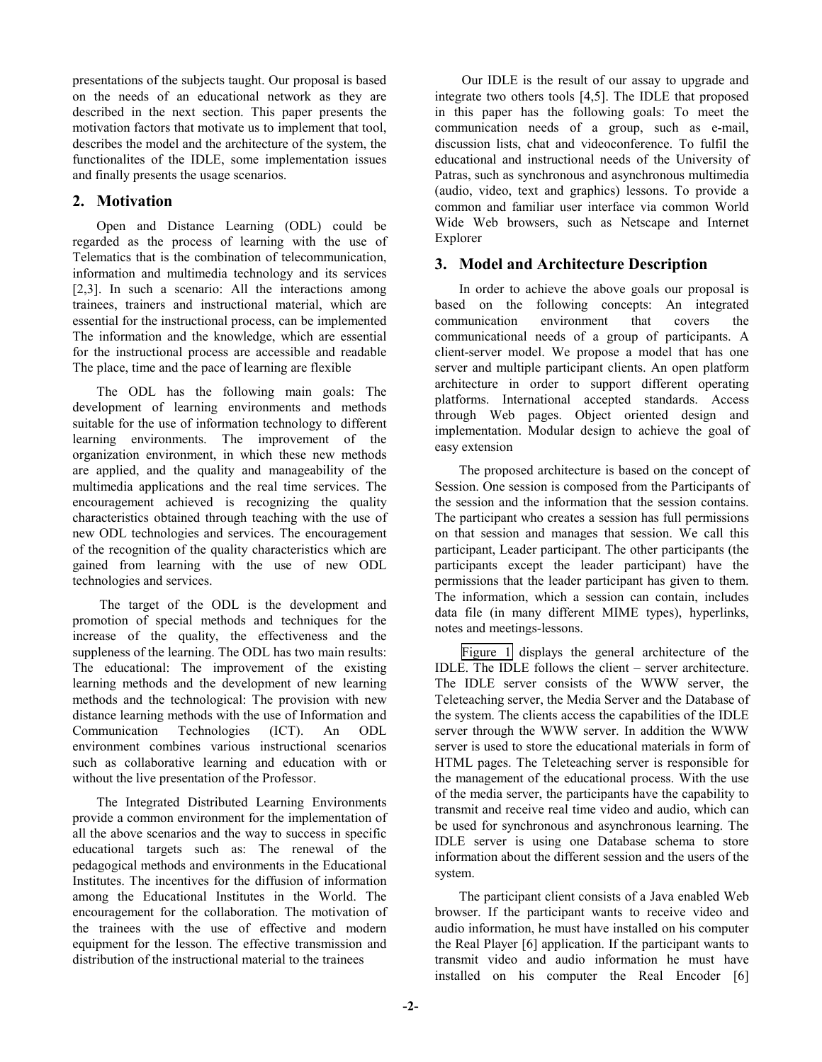presentations of the subjects taught. Our proposal is based on the needs of an educational network as they are described in the next section. This paper presents the motivation factors that motivate us to implement that tool, describes the model and the architecture of the system, the functionalites of the IDLE, some implementation issues and finally presents the usage scenarios.

## 2. Motivation

Open and Distance Learning (ODL) could be regarded as the process of learning with the use of Telematics that is the combination of telecommunication, information and multimedia technology and its services [2,3]. In such a scenario: All the interactions among trainees, trainers and instructional material, which are essential for the instructional process, can be implemented The information and the knowledge, which are essential for the instructional process are accessible and readable The place, time and the pace of learning are flexible

The ODL has the following main goals: The development of learning environments and methods suitable for the use of information technology to different learning environments. The improvement of the organization environment, in which these new methods are applied, and the quality and manageability of the multimedia applications and the real time services. The encouragement achieved is recognizing the quality characteristics obtained through teaching with the use of new ODL technologies and services. The encouragement of the recognition of the quality characteristics which are gained from learning with the use of new ODL technologies and services.

The target of the ODL is the development and promotion of special methods and techniques for the increase of the quality, the effectiveness and the suppleness of the learning. The ODL has two main results: The educational: The improvement of the existing learning methods and the development of new learning methods and the technological: The provision with new distance learning methods with the use of Information and Communication Technologies (ICT). An ODL environment combines various instructional scenarios such as collaborative learning and education with or without the live presentation of the Professor.

The Integrated Distributed Learning Environments provide a common environment for the implementation of all the above scenarios and the way to success in specific educational targets such as: The renewal of the pedagogical methods and environments in the Educational Institutes. The incentives for the diffusion of information among the Educational Institutes in the World. The encouragement for the collaboration. The motivation of the trainees with the use of effective and modern equipment for the lesson. The effective transmission and distribution of the instructional material to the trainees

Our IDLE is the result of our assay to upgrade and integrate two others tools [4,5]. The IDLE that proposed in this paper has the following goals: To meet the communication needs of a group, such as e-mail, discussion lists, chat and videoconference. To fulfil the educational and instructional needs of the University of Patras, such as synchronous and asynchronous multimedia (audio, video, text and graphics) lessons. To provide a common and familiar user interface via common World Wide Web browsers, such as Netscape and Internet Explorer

## 3. Model and Architecture Description

In order to achieve the above goals our proposal is based on the following concepts: An integrated communication environment that covers the communicational needs of a group of participants. A client-server model. We propose a model that has one server and multiple participant clients. An open platform architecture in order to support different operating platforms. International accepted standards. Access through Web pages. Object oriented design and implementation. Modular design to achieve the goal of easy extension

The proposed architecture is based on the concept of Session. One session is composed from the Participants of the session and the information that the session contains. The participant who creates a session has full permissions on that session and manages that session. We call this participant, Leader participant. The other participants (the participants except the leader participant) have the permissions that the leader participant has given to them. The information, which a session can contain, includes data file (in many different MIME types), hyperlinks, notes and meetings-lessons.

Figure 1 displays the general architecture of the IDLE. The IDLE follows the client – server architecture. The IDLE server consists of the WWW server, the Teleteaching server, the Media Server and the Database of the system. The clients access the capabilities of the IDLE server through the WWW server. In addition the WWW server is used to store the educational materials in form of HTML pages. The Teleteaching server is responsible for the management of the educational process. With the use of the media server, the participants have the capability to transmit and receive real time video and audio, which can be used for synchronous and asynchronous learning. The IDLE server is using one Database schema to store information about the different session and the users of the system.

The participant client consists of a Java enabled Web browser. If the participant wants to receive video and audio information, he must have installed on his computer the Real Player [6] application. If the participant wants to transmit video and audio information he must have installed on his computer the Real Encoder [6]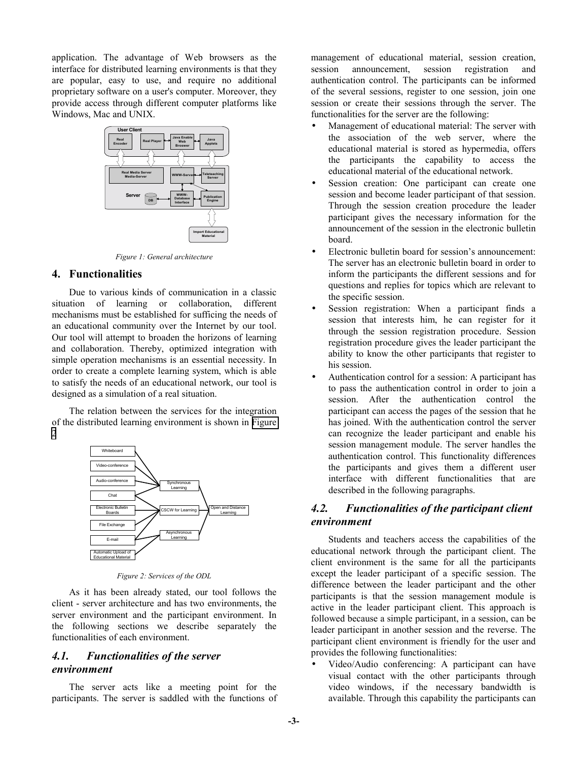application. The advantage of Web browsers as the interface for distributed learning environments is that they are popular, easy to use, and require no additional proprietary software on a user's computer. Moreover, they provide access through different computer platforms like Windows, Mac and UNIX.

User Client
Real Encoder
Real Player
Java Enable Web Broswer
Java Applets
Real Media Server Media-Server
WWW-Server
Teleteaching Server
Server
DB
WWW-Database Interface
Publication Engine
Import Educational Material

*Figure 1: General architecture*

## 4. Functionalities

Due to various kinds of communication in a classic situation of learning or collaboration, different mechanisms must be established for sufficing the needs of an educational community over the Internet by our tool. Our tool will attempt to broaden the horizons of learning and collaboration. Thereby, optimized integration with simple operation mechanisms is an essential necessity. In order to create a complete learning system, which is able to satisfy the needs of an educational network, our tool is designed as a simulation of a real situation.

The relation between the services for the integration of the distributed learning environment is shown in Figure 2

Whiteboard
Video-conference
Audio-conference
Chat
Electronic Bulletin Boards
File Exchange
E-mail
Automatic Upload of Educational Material
Synchronous Learning
CSCW for Learning
Asynchronous Learning
Open and Distance Learning

*Figure 2: Services of the ODL*

As it has been already stated, our tool follows the client - server architecture and has two environments, the server environment and the participant environment. In the following sections we describe separately the functionalities of each environment.

### *4.1. Functionalities of the server environment*

The server acts like a meeting point for the participants. The server is saddled with the functions of management of educational material, session creation, session announcement, session registration and authentication control. The participants can be informed of the several sessions, register to one session, join one session or create their sessions through the server. The functionalities for the server are the following:

- Management of educational material: The server with the association of the web server, where the educational material is stored as hypermedia, offers the participants the capability to access the educational material of the educational network.
- Session creation: One participant can create one session and become leader participant of that session. Through the session creation procedure the leader participant gives the necessary information for the announcement of the session in the electronic bulletin board.
- Electronic bulletin board for session's announcement: The server has an electronic bulletin board in order to inform the participants the different sessions and for questions and replies for topics which are relevant to the specific session.
- Session registration: When a participant finds a session that interests him, he can register for it through the session registration procedure. Session registration procedure gives the leader participant the ability to know the other participants that register to his session.
- Authentication control for a session: A participant has to pass the authentication control in order to join a session. After the authentication control the participant can access the pages of the session that he has joined. With the authentication control the server can recognize the leader participant and enable his session management module. The server handles the authentication control. This functionality differences the participants and gives them a different user interface with different functionalities that are described in the following paragraphs.

### *4.2. Functionalities of the participant client environment*

Students and teachers access the capabilities of the educational network through the participant client. The client environment is the same for all the participants except the leader participant of a specific session. The difference between the leader participant and the other participants is that the session management module is active in the leader participant client. This approach is followed because a simple participant, in a session, can be leader participant in another session and the reverse. The participant client environment is friendly for the user and provides the following functionalities:

- Video/Audio conferencing: A participant can have visual contact with the other participants through video windows, if the necessary bandwidth is available. Through this capability the participants can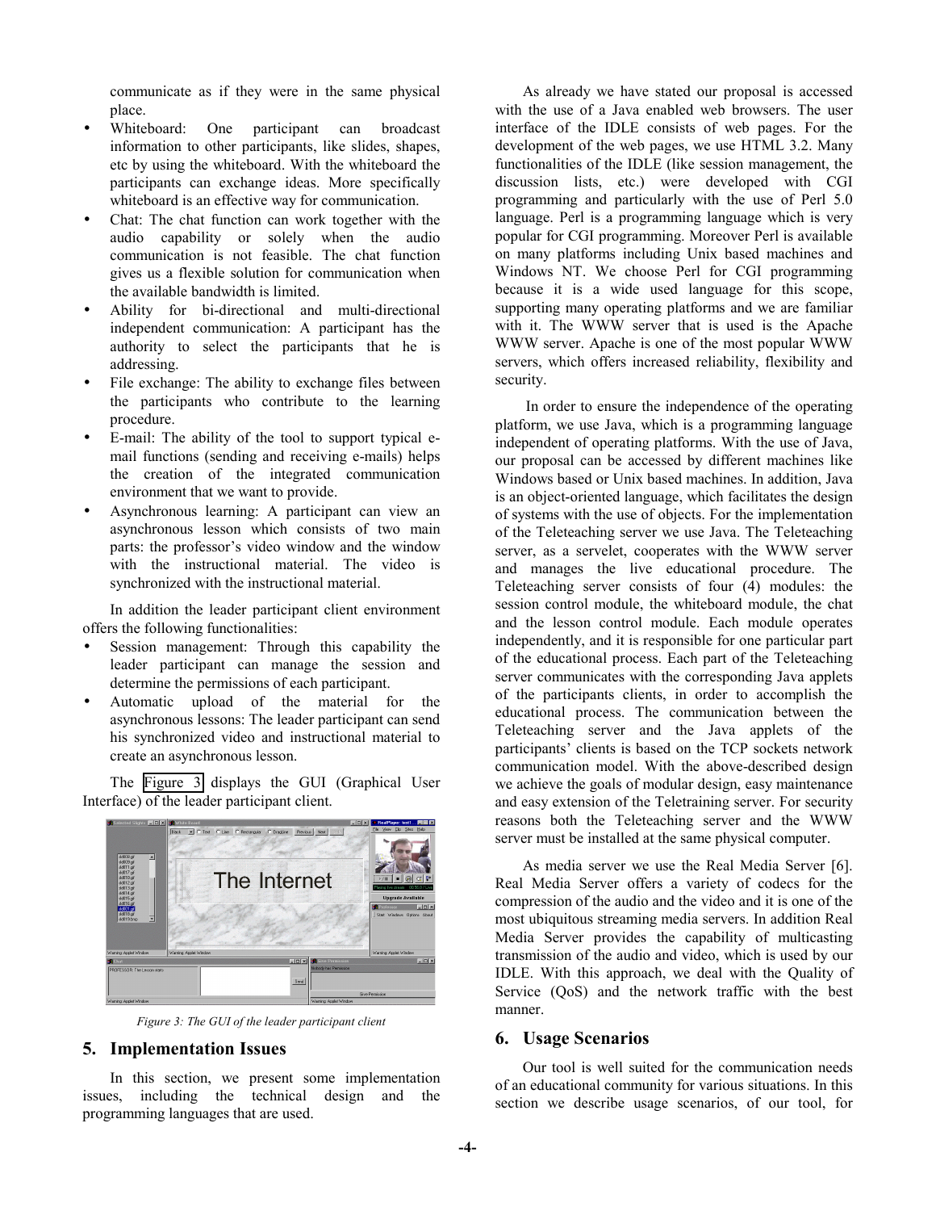communicate as if they were in the same physical place.

- Whiteboard: One participant can broadcast information to other participants, like slides, shapes, etc by using the whiteboard. With the whiteboard the participants can exchange ideas. More specifically whiteboard is an effective way for communication.
- Chat: The chat function can work together with the audio capability or solely when the audio communication is not feasible. The chat function gives us a flexible solution for communication when the available bandwidth is limited.
- Ability for bi-directional and multi-directional independent communication: A participant has the authority to select the participants that he is addressing.
- File exchange: The ability to exchange files between the participants who contribute to the learning procedure.
- E-mail: The ability of the tool to support typical e-mail functions (sending and receiving e-mails) helps the creation of the integrated communication environment that we want to provide.
- Asynchronous learning: A participant can view an asynchronous lesson which consists of two main parts: the professor's video window and the window with the instructional material. The video is synchronized with the instructional material.

In addition the leader participant client environment offers the following functionalities:

- Session management: Through this capability the leader participant can manage the session and determine the permissions of each participant.
- Automatic upload of the material for the asynchronous lessons: The leader participant can send his synchronized video and instructional material to create an asynchronous lesson.

The Figure 3 displays the GUI (Graphical User Interface) of the leader participant client.

*Figure 3: The GUI of the leader participant client*

## 5. Implementation Issues

In this section, we present some implementation issues, including the technical design and the programming languages that are used.

As already we have stated our proposal is accessed with the use of a Java enabled web browsers. The user interface of the IDLE consists of web pages. For the development of the web pages, we use HTML 3.2. Many functionalities of the IDLE (like session management, the discussion lists, etc.) were developed with CGI programming and particularly with the use of Perl 5.0 language. Perl is a programming language which is very popular for CGI programming. Moreover Perl is available on many platforms including Unix based machines and Windows NT. We choose Perl for CGI programming because it is a wide used language for this scope, supporting many operating platforms and we are familiar with it. The WWW server that is used is the Apache WWW server. Apache is one of the most popular WWW servers, which offers increased reliability, flexibility and security.

In order to ensure the independence of the operating platform, we use Java, which is a programming language independent of operating platforms. With the use of Java, our proposal can be accessed by different machines like Windows based or Unix based machines. In addition, Java is an object-oriented language, which facilitates the design of systems with the use of objects. For the implementation of the Teleteaching server we use Java. The Teleteaching server, as a servelet, cooperates with the WWW server and manages the live educational procedure. The Teleteaching server consists of four (4) modules: the session control module, the whiteboard module, the chat and the lesson control module. Each module operates independently, and it is responsible for one particular part of the educational process. Each part of the Teleteaching server communicates with the corresponding Java applets of the participants clients, in order to accomplish the educational process. The communication between the Teleteaching server and the Java applets of the participants' clients is based on the TCP sockets network communication model. With the above-described design we achieve the goals of modular design, easy maintenance and easy extension of the Teletraining server. For security reasons both the Teleteaching server and the WWW server must be installed at the same physical computer.

As media server we use the Real Media Server [6]. Real Media Server offers a variety of codecs for the compression of the audio and the video and it is one of the most ubiquitous streaming media servers. In addition Real Media Server provides the capability of multicasting transmission of the audio and video, which is used by our IDLE. With this approach, we deal with the Quality of Service (QoS) and the network traffic with the best manner.

## 6. Usage Scenarios

Our tool is well suited for the communication needs of an educational community for various situations. In this section we describe usage scenarios, of our tool, for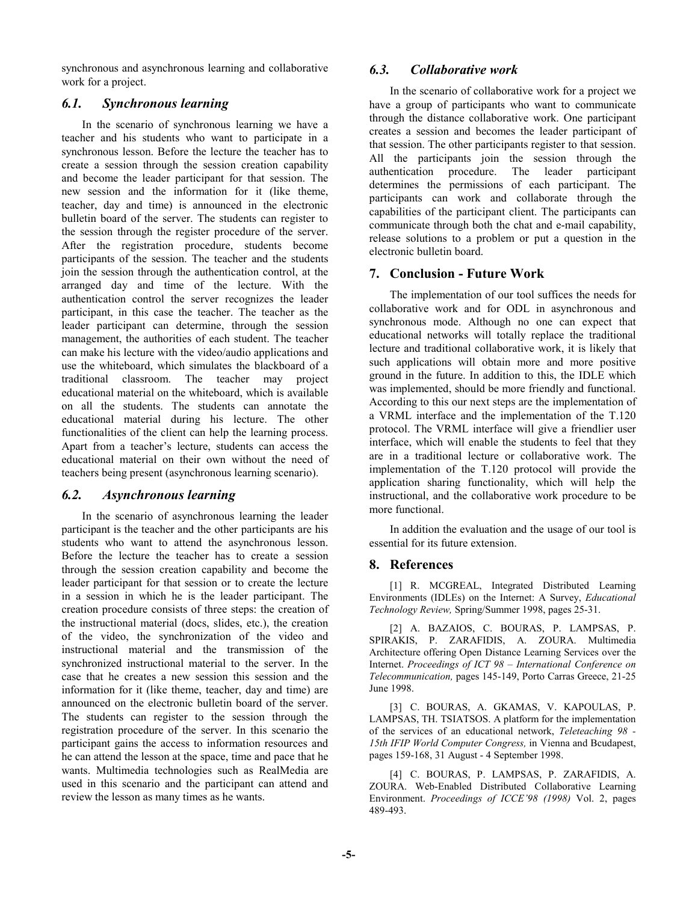synchronous and asynchronous learning and collaborative work for a project.

## *6.1. Synchronous learning*

In the scenario of synchronous learning we have a teacher and his students who want to participate in a synchronous lesson. Before the lecture the teacher has to create a session through the session creation capability and become the leader participant for that session. The new session and the information for it (like theme, teacher, day and time) is announced in the electronic bulletin board of the server. The students can register to the session through the register procedure of the server. After the registration procedure, students become participants of the session. The teacher and the students join the session through the authentication control, at the arranged day and time of the lecture. With the authentication control the server recognizes the leader participant, in this case the teacher. The teacher as the leader participant can determine, through the session management, the authorities of each student. The teacher can make his lecture with the video/audio applications and use the whiteboard, which simulates the blackboard of a traditional classroom. The teacher may project educational material on the whiteboard, which is available on all the students. The students can annotate the educational material during his lecture. The other functionalities of the client can help the learning process. Apart from a teacher's lecture, students can access the educational material on their own without the need of teachers being present (asynchronous learning scenario).

## *6.2. Asynchronous learning*

In the scenario of asynchronous learning the leader participant is the teacher and the other participants are his students who want to attend the asynchronous lesson. Before the lecture the teacher has to create a session through the session creation capability and become the leader participant for that session or to create the lecture in a session in which he is the leader participant. The creation procedure consists of three steps: the creation of the instructional material (docs, slides, etc.), the creation of the video, the synchronization of the video and instructional material and the transmission of the synchronized instructional material to the server. In the case that he creates a new session this session and the information for it (like theme, teacher, day and time) are announced on the electronic bulletin board of the server. The students can register to the session through the registration procedure of the server. In this scenario the participant gains the access to information resources and he can attend the lesson at the space, time and pace that he wants. Multimedia technologies such as RealMedia are used in this scenario and the participant can attend and review the lesson as many times as he wants.

## *6.3. Collaborative work*

In the scenario of collaborative work for a project we have a group of participants who want to communicate through the distance collaborative work. One participant creates a session and becomes the leader participant of that session. The other participants register to that session. All the participants join the session through the authentication procedure. The leader participant determines the permissions of each participant. The participants can work and collaborate through the capabilities of the participant client. The participants can communicate through both the chat and e-mail capability, release solutions to a problem or put a question in the electronic bulletin board.

# 7. Conclusion - Future Work

The implementation of our tool suffices the needs for collaborative work and for ODL in asynchronous and synchronous mode. Although no one can expect that educational networks will totally replace the traditional lecture and traditional collaborative work, it is likely that such applications will obtain more and more positive ground in the future. In addition to this, the IDLE which was implemented, should be more friendly and functional. According to this our next steps are the implementation of a VRML interface and the implementation of the T.120 protocol. The VRML interface will give a friendlier user interface, which will enable the students to feel that they are in a traditional lecture or collaborative work. The implementation of the T.120 protocol will provide the application sharing functionality, which will help the instructional, and the collaborative work procedure to be more functional.

In addition the evaluation and the usage of our tool is essential for its future extension.

# 8. References

[1] R. MCGREAL, Integrated Distributed Learning Environments (IDLEs) on the Internet: A Survey, *Educational Technology Review,* Spring/Summer 1998, pages 25-31.

[2] A. BAZAIOS, C. BOURAS, P. LAMPSAS, P. SPIRAKIS, P. ZARAFIDIS, A. ZOURA. Multimedia Architecture offering Open Distance Learning Services over the Internet. *Proceedings of ICT 98 – International Conference on Telecommunication,* pages 145-149, Porto Carras Greece, 21-25 June 1998.

[3] C. BOURAS, A. GKAMAS, V. KAPOULAS, P. LAMPSAS, TH. TSIATSOS. A platform for the implementation of the services of an educational network, *Teleteaching 98 - 15th IFIP World Computer Congress,* in Vienna and Bcudapest, pages 159-168, 31 August - 4 September 1998.

[4] C. BOURAS, P. LAMPSAS, P. ZARAFIDIS, A. ZOURA. Web-Enabled Distributed Collaborative Learning Environment. *Proceedings of ICCE'98 (1998)* Vol. 2, pages 489-493.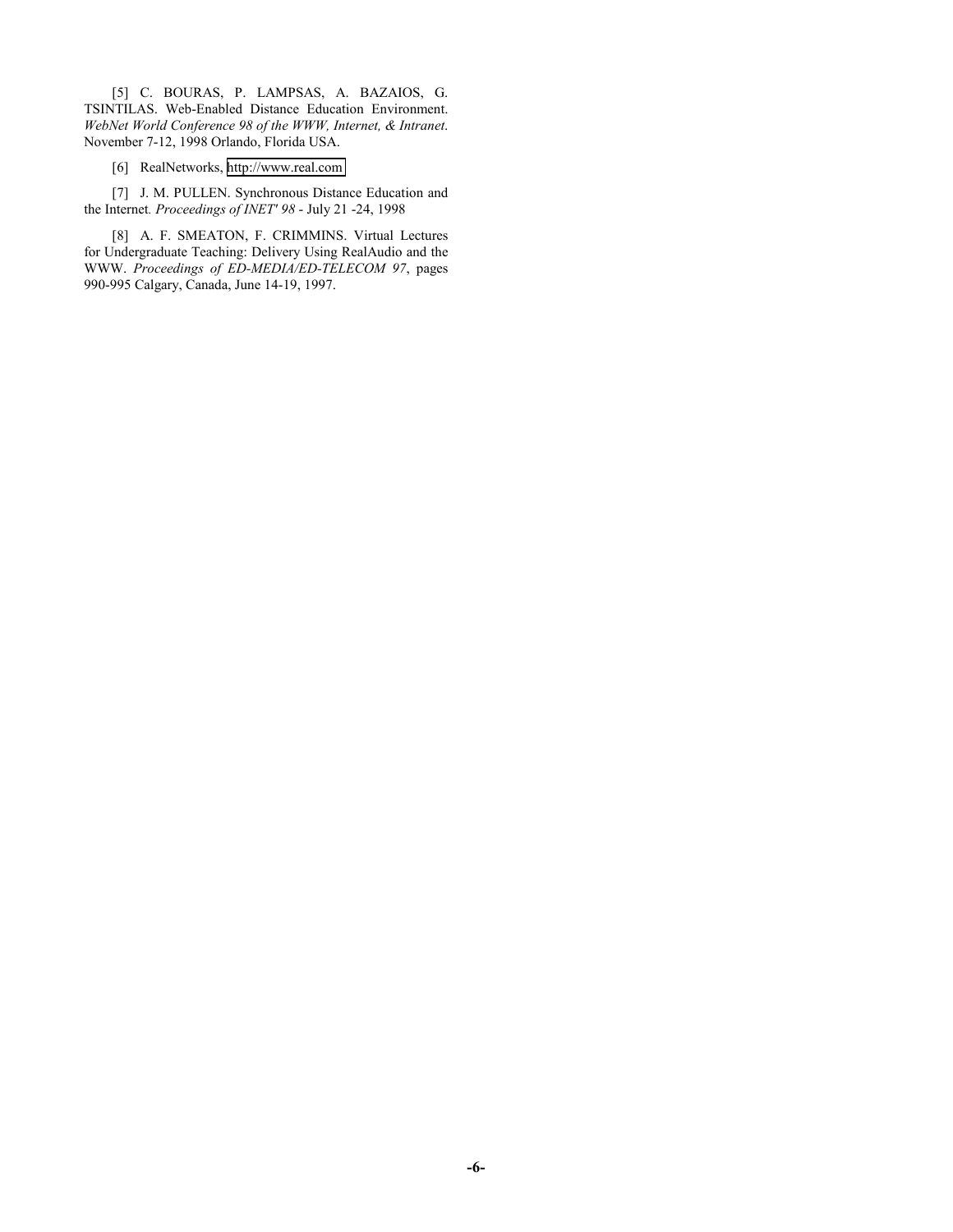[5] C. BOURAS, P. LAMPSAS, A. BAZAIOS, G. TSINTILAS. Web-Enabled Distance Education Environment. *WebNet World Conference 98 of the WWW, Internet, & Intranet*. November 7-12, 1998 Orlando, Florida USA.

[6] RealNetworks, http://www.real.com

[7] J. M. PULLEN. Synchronous Distance Education and the Internet. *Proceedings of INET' 98* - July 21 -24, 1998

[8] A. F. SMEATON, F. CRIMMINS. Virtual Lectures for Undergraduate Teaching: Delivery Using RealAudio and the WWW. *Proceedings of ED-MEDIA/ED-TELECOM 97*, pages 990-995 Calgary, Canada, June 14-19, 1997.